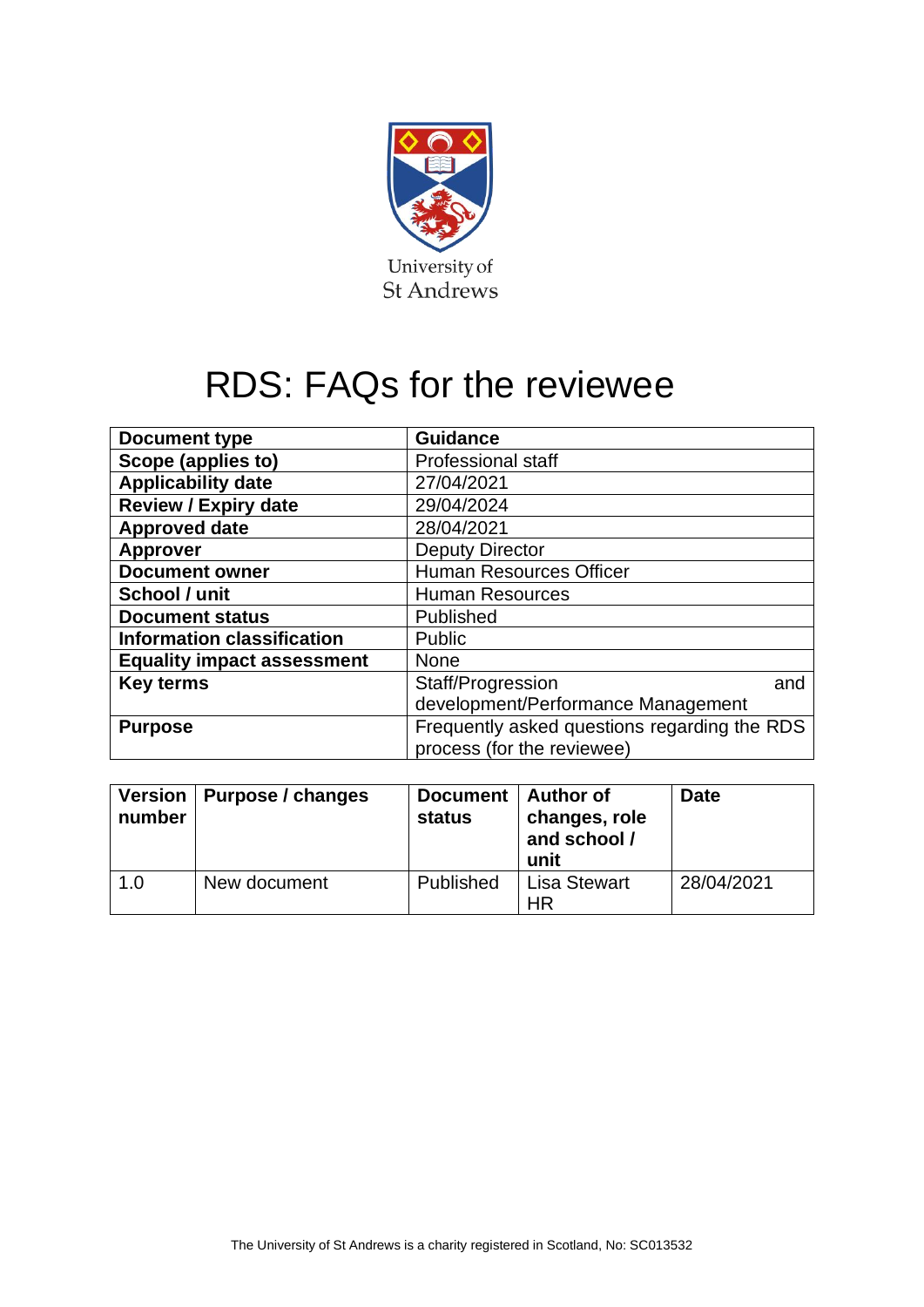University of St Andrews

# RDS: FAQs for the reviewee

| Document type | Guidance |
|---|---|
| Scope (applies to) | Professional staff |
| Applicability date | 27/04/2021 |
| Review / Expiry date | 29/04/2024 |
| Approved date | 28/04/2021 |
| Approver | Deputy Director |
| Document owner | Human Resources Officer |
| School / unit | Human Resources |
| Document status | Published |
| Information classification | Public |
| Equality impact assessment | None |
| Key terms | Staff/Progression and development/Performance Management |
| Purpose | Frequently asked questions regarding the RDS process (for the reviewee) |

| Version number | Purpose / changes | Document status | Author of changes, role and school / unit | Date |
|---|---|---|---|---|
| 1.0 | New document | Published | Lisa Stewart HR | 28/04/2021 |

The University of St Andrews is a charity registered in Scotland, No: SC013532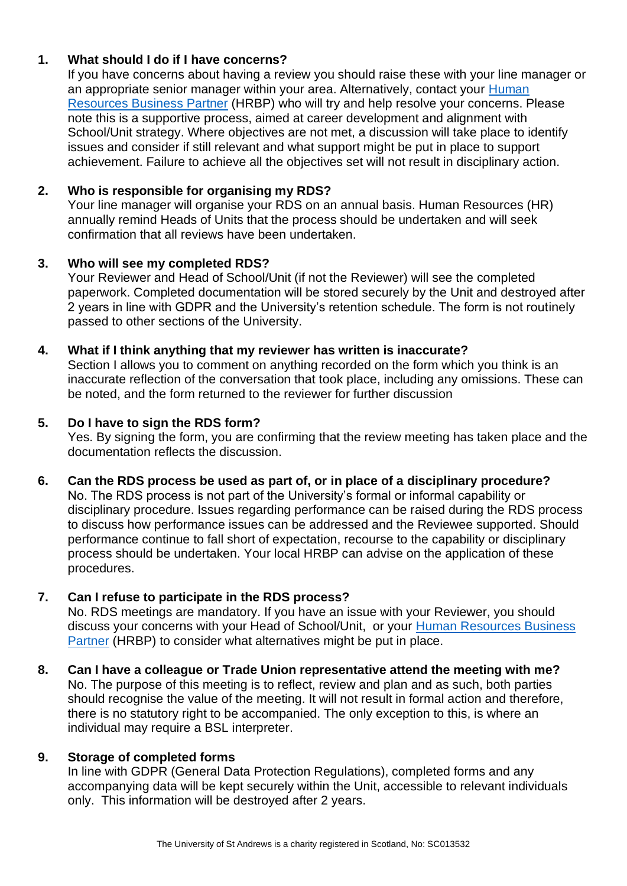1. **What should I do if I have concerns?**
   If you have concerns about having a review you should raise these with your line manager or an appropriate senior manager within your area. Alternatively, contact your [Human Resources Business Partner](#) (HRBP) who will try and help resolve your concerns. Please note this is a supportive process, aimed at career development and alignment with School/Unit strategy. Where objectives are not met, a discussion will take place to identify issues and consider if still relevant and what support might be put in place to support achievement. Failure to achieve all the objectives set will not result in disciplinary action.

2. **Who is responsible for organising my RDS?**
   Your line manager will organise your RDS on an annual basis. Human Resources (HR) annually remind Heads of Units that the process should be undertaken and will seek confirmation that all reviews have been undertaken.

3. **Who will see my completed RDS?**
   Your Reviewer and Head of School/Unit (if not the Reviewer) will see the completed paperwork. Completed documentation will be stored securely by the Unit and destroyed after 2 years in line with GDPR and the University's retention schedule. The form is not routinely passed to other sections of the University.

4. **What if I think anything that my reviewer has written is inaccurate?**
   Section I allows you to comment on anything recorded on the form which you think is an inaccurate reflection of the conversation that took place, including any omissions. These can be noted, and the form returned to the reviewer for further discussion

5. **Do I have to sign the RDS form?**
   Yes. By signing the form, you are confirming that the review meeting has taken place and the documentation reflects the discussion.

6. **Can the RDS process be used as part of, or in place of a disciplinary procedure?**
   No. The RDS process is not part of the University's formal or informal capability or disciplinary procedure. Issues regarding performance can be raised during the RDS process to discuss how performance issues can be addressed and the Reviewee supported. Should performance continue to fall short of expectation, recourse to the capability or disciplinary process should be undertaken. Your local HRBP can advise on the application of these procedures.

7. **Can I refuse to participate in the RDS process?**
   No. RDS meetings are mandatory. If you have an issue with your Reviewer, you should discuss your concerns with your Head of School/Unit, or your [Human Resources Business Partner](#) (HRBP) to consider what alternatives might be put in place.

8. **Can I have a colleague or Trade Union representative attend the meeting with me?**
   No. The purpose of this meeting is to reflect, review and plan and as such, both parties should recognise the value of the meeting. It will not result in formal action and therefore, there is no statutory right to be accompanied. The only exception to this, is where an individual may require a BSL interpreter.

9. **Storage of completed forms**
   In line with GDPR (General Data Protection Regulations), completed forms and any accompanying data will be kept securely within the Unit, accessible to relevant individuals only. This information will be destroyed after 2 years.

The University of St Andrews is a charity registered in Scotland, No: SC013532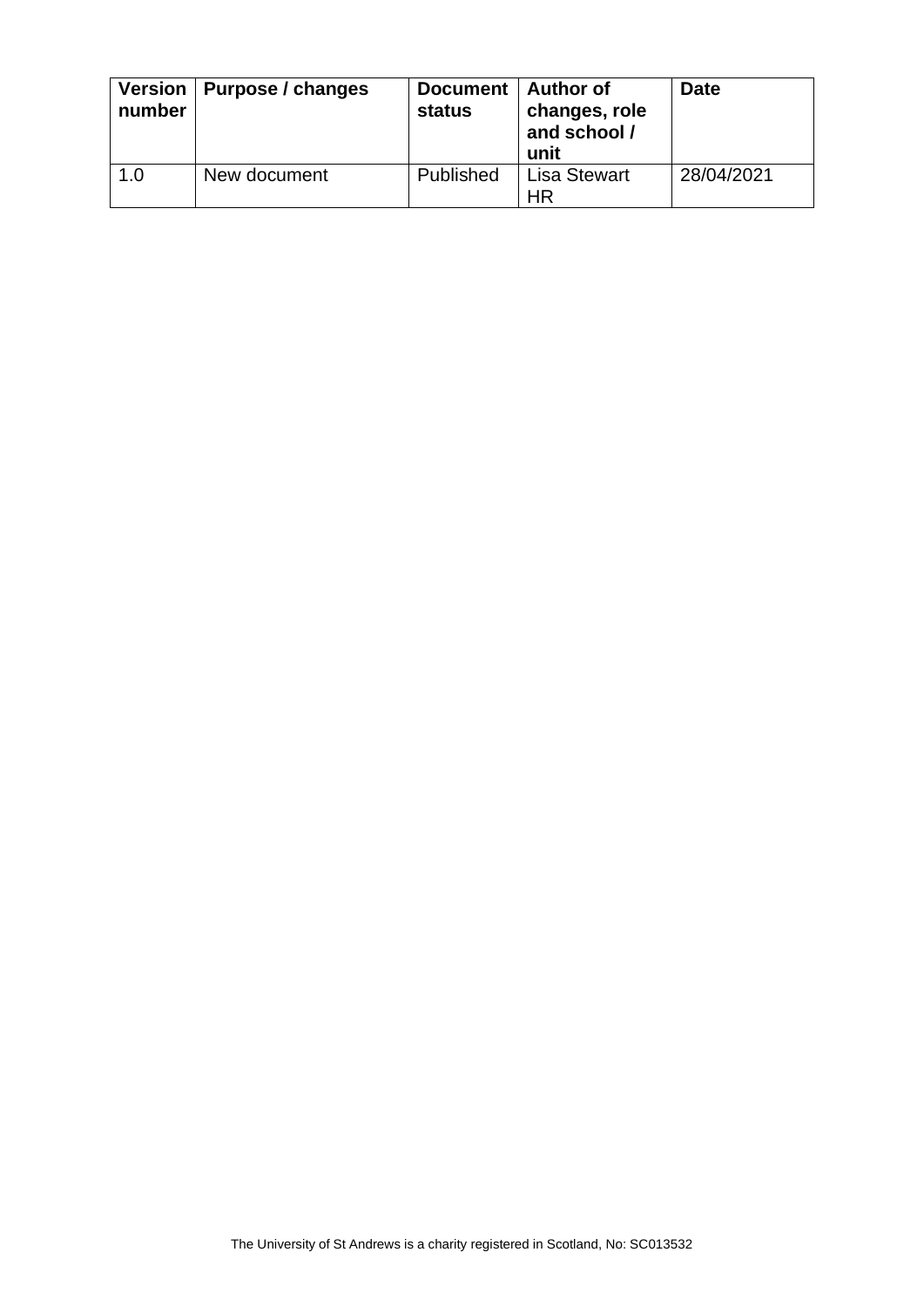| Version number | Purpose / changes | Document status | Author of changes, role and school / unit | Date |
|---|---|---|---|---|
| 1.0 | New document | Published | Lisa Stewart HR | 28/04/2021 |

The University of St Andrews is a charity registered in Scotland, No: SC013532